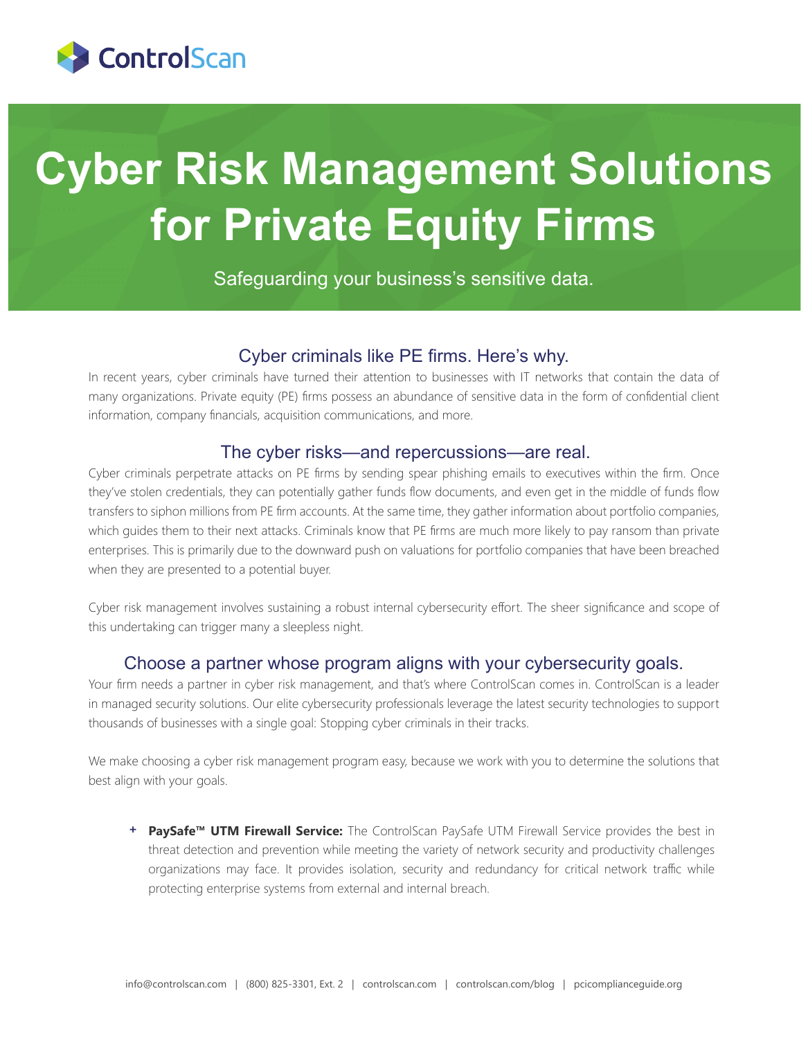ControlScan

# Cyber Risk Management Solutions for Private Equity Firms

Safeguarding your business's sensitive data.

## Cyber criminals like PE firms. Here's why.

In recent years, cyber criminals have turned their attention to businesses with IT networks that contain the data of many organizations. Private equity (PE) firms possess an abundance of sensitive data in the form of confidential client information, company financials, acquisition communications, and more.

## The cyber risks—and repercussions—are real.

Cyber criminals perpetrate attacks on PE firms by sending spear phishing emails to executives within the firm. Once they've stolen credentials, they can potentially gather funds flow documents, and even get in the middle of funds flow transfers to siphon millions from PE firm accounts. At the same time, they gather information about portfolio companies, which guides them to their next attacks. Criminals know that PE firms are much more likely to pay ransom than private enterprises. This is primarily due to the downward push on valuations for portfolio companies that have been breached when they are presented to a potential buyer.

Cyber risk management involves sustaining a robust internal cybersecurity effort. The sheer significance and scope of this undertaking can trigger many a sleepless night.

## Choose a partner whose program aligns with your cybersecurity goals.

Your firm needs a partner in cyber risk management, and that's where ControlScan comes in. ControlScan is a leader in managed security solutions. Our elite cybersecurity professionals leverage the latest security technologies to support thousands of businesses with a single goal: Stopping cyber criminals in their tracks.

We make choosing a cyber risk management program easy, because we work with you to determine the solutions that best align with your goals.

+ **PaySafe™ UTM Firewall Service:** The ControlScan PaySafe UTM Firewall Service provides the best in threat detection and prevention while meeting the variety of network security and productivity challenges organizations may face. It provides isolation, security and redundancy for critical network traffic while protecting enterprise systems from external and internal breach.

info@controlscan.com | (800) 825-3301, Ext. 2 | controlscan.com | controlscan.com/blog | pcicomplianceguide.org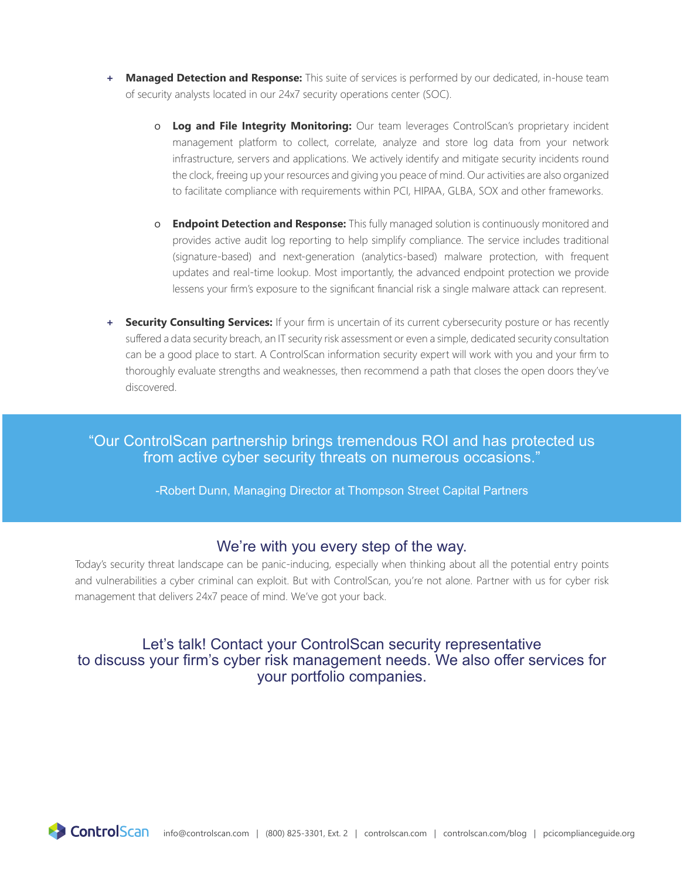- **Managed Detection and Response:** This suite of services is performed by our dedicated, in-house team of security analysts located in our 24x7 security operations center (SOC).

  - **Log and File Integrity Monitoring:** Our team leverages ControlScan's proprietary incident management platform to collect, correlate, analyze and store log data from your network infrastructure, servers and applications. We actively identify and mitigate security incidents round the clock, freeing up your resources and giving you peace of mind. Our activities are also organized to facilitate compliance with requirements within PCI, HIPAA, GLBA, SOX and other frameworks.

  - **Endpoint Detection and Response:** This fully managed solution is continuously monitored and provides active audit log reporting to help simplify compliance. The service includes traditional (signature-based) and next-generation (analytics-based) malware protection, with frequent updates and real-time lookup. Most importantly, the advanced endpoint protection we provide lessens your firm's exposure to the significant financial risk a single malware attack can represent.

- **Security Consulting Services:** If your firm is uncertain of its current cybersecurity posture or has recently suffered a data security breach, an IT security risk assessment or even a simple, dedicated security consultation can be a good place to start. A ControlScan information security expert will work with you and your firm to thoroughly evaluate strengths and weaknesses, then recommend a path that closes the open doors they've discovered.

> "Our ControlScan partnership brings tremendous ROI and has protected us from active cyber security threats on numerous occasions."
>
> -Robert Dunn, Managing Director at Thompson Street Capital Partners

## We're with you every step of the way.

Today's security threat landscape can be panic-inducing, especially when thinking about all the potential entry points and vulnerabilities a cyber criminal can exploit. But with ControlScan, you're not alone. Partner with us for cyber risk management that delivers 24x7 peace of mind. We've got your back.

## Let's talk! Contact your ControlScan security representative to discuss your firm's cyber risk management needs. We also offer services for your portfolio companies.

ControlScan info@controlscan.com | (800) 825-3301, Ext. 2 | controlscan.com | controlscan.com/blog | pcicomplianceguide.org